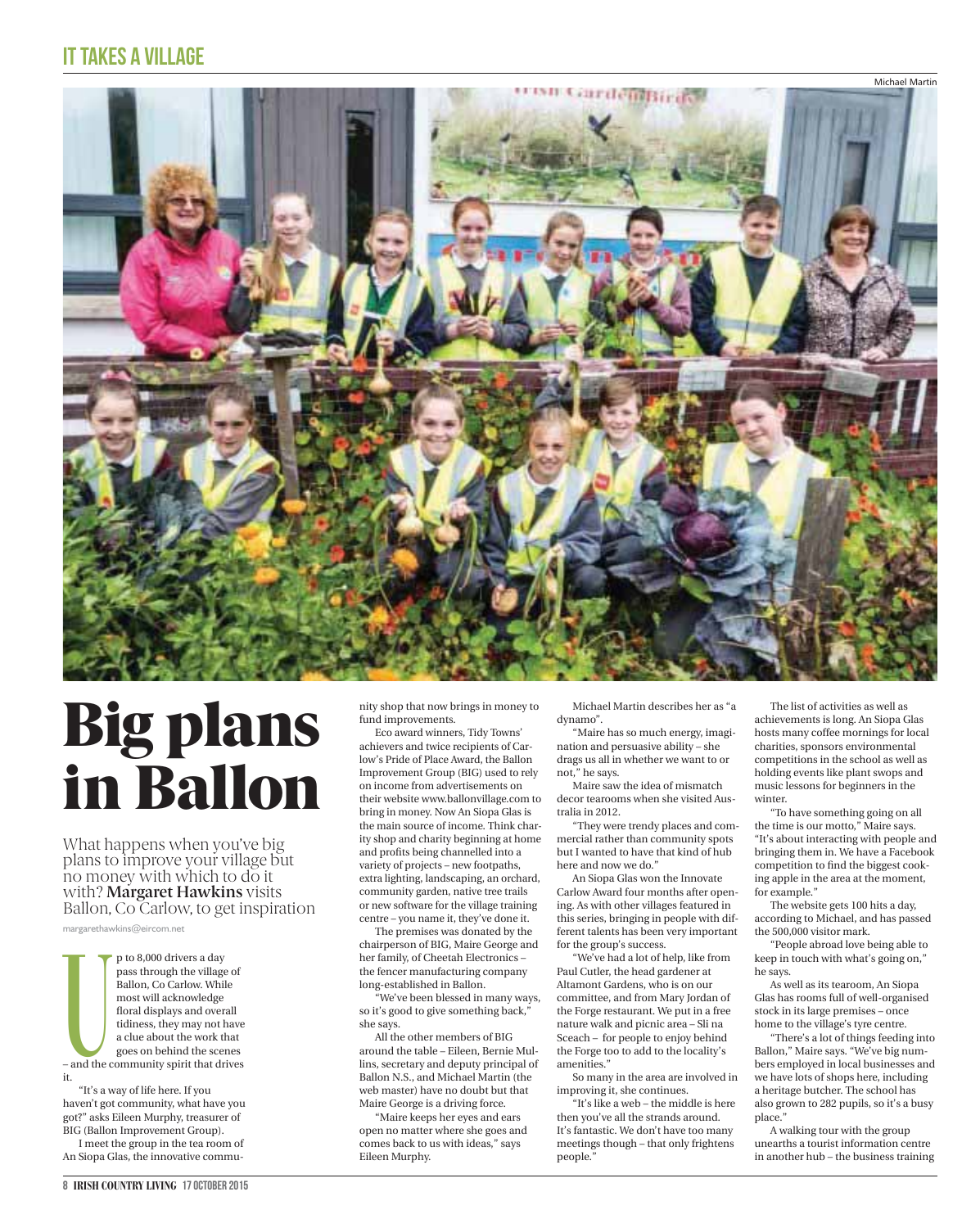IT TAKES A VILLAGE

Michael Martin

# Big plans in Ballon

What happens when you've big plans to improve your village but no money with which to do it with? **Margaret Hawkins** visits Ballon, Co Carlow, to get inspiration

margarethawkins@eircom.net

Up to 8,000 drivers a day pass through the village of Ballon, Co Carlow. While most will acknowledge floral displays and overall tidiness, they may not have a clue about the work that goes on behind the scenes – and the community spirit that drives it.

"It's a way of life here. If you haven't got community, what have you got?" asks Eileen Murphy, treasurer of BIG (Ballon Improvement Group).

I meet the group in the tea room of An Siopa Glas, the innovative community shop that now brings in money to fund improvements.

Eco award winners, Tidy Towns' achievers and twice recipients of Carlow's Pride of Place Award, the Ballon Improvement Group (BIG) used to rely on income from advertisements on their website www.ballonvillage.com to bring in money. Now An Siopa Glas is the main source of income. Think charity shop and charity beginning at home and profits being channelled into a variety of projects – new footpaths, extra lighting, landscaping, an orchard, community garden, native tree trails or new software for the village training centre – you name it, they've done it.

The premises was donated by the chairperson of BIG, Maire George and her family, of Cheetah Electronics – the fencer manufacturing company long-established in Ballon.

"We've been blessed in many ways, so it's good to give something back," she says.

All the other members of BIG around the table – Eileen, Bernie Mullins, secretary and deputy principal of Ballon N.S., and Michael Martin (the web master) have no doubt but that Maire George is a driving force.

"Maire keeps her eyes and ears open no matter where she goes and comes back to us with ideas," says Eileen Murphy.

Michael Martin describes her as "a dynamo".

"Maire has so much energy, imagination and persuasive ability – she drags us all in whether we want to or not," he says.

Maire saw the idea of mismatch decor tearooms when she visited Australia in 2012.

"They were trendy places and commercial rather than community spots but I wanted to have that kind of hub here and now we do."

An Siopa Glas won the Innovate Carlow Award four months after opening. As with other villages featured in this series, bringing in people with different talents has been very important for the group's success.

"We've had a lot of help, like from Paul Cutler, the head gardener at Altamont Gardens, who is on our committee, and from Mary Jordan of the Forge restaurant. We put in a free nature walk and picnic area – Sli na Sceach – for people to enjoy behind the Forge too to add to the locality's amenities."

So many in the area are involved in improving it, she continues.

"It's like a web – the middle is here then you've all the strands around. It's fantastic. We don't have too many meetings though – that only frightens people."

The list of activities as well as achievements is long. An Siopa Glas hosts many coffee mornings for local charities, sponsors environmental competitions in the school as well as holding events like plant swops and music lessons for beginners in the winter.

"To have something going on all the time is our motto," Maire says. "It's about interacting with people and bringing them in. We have a Facebook competition to find the biggest cooking apple in the area at the moment, for example."

The website gets 100 hits a day, according to Michael, and has passed the 500,000 visitor mark.

"People abroad love being able to keep in touch with what's going on," he says.

As well as its tearoom, An Siopa Glas has rooms full of well-organised stock in its large premises – once home to the village's tyre centre.

"There's a lot of things feeding into Ballon," Maire says. "We've big numbers employed in local businesses and we have lots of shops here, including a heritage butcher. The school has also grown to 282 pupils, so it's a busy place."

A walking tour with the group unearths a tourist information centre in another hub – the business training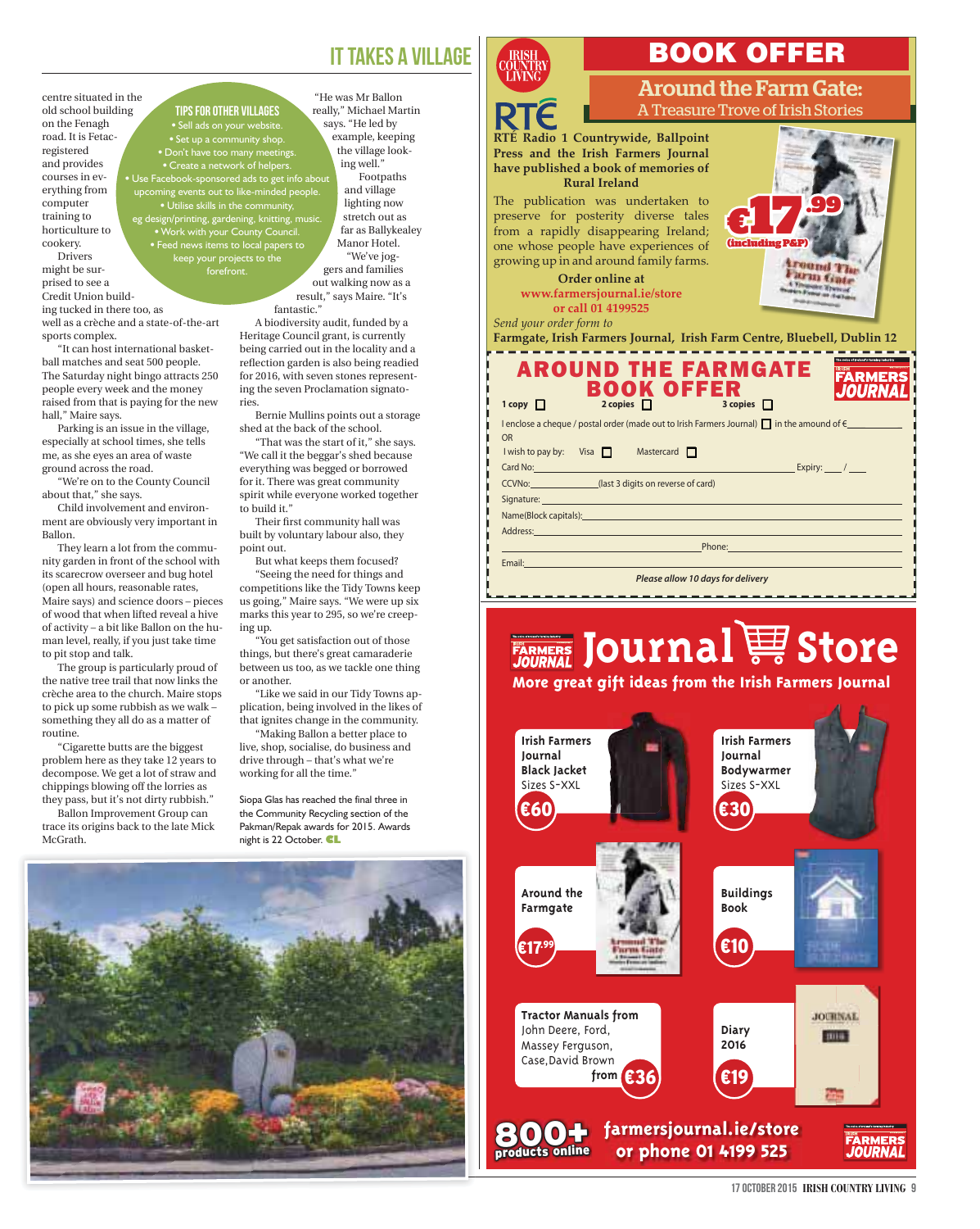# IT TAKES A VILLAGE

centre situated in the old school building on the Fenagh road. It is Fetac-registered and provides courses in everything from computer training to horticulture to cookery.

Drivers might be surprised to see a Credit Union building tucked in there too, as well as a crèche and a state-of-the-art sports complex.

"It can host international basketball matches and seat 500 people. The Saturday night bingo attracts 250 people every week and the money raised from that is paying for the new hall," Maire says.

Parking is an issue in the village, especially at school times, she tells me, as she eyes an area of waste ground across the road.

"We're on to the County Council about that," she says.

Child involvement and environment are obviously very important in Ballon.

They learn a lot from the community garden in front of the school with its scarecrow overseer and bug hotel (open all hours, reasonable rates, Maire says) and science doors – pieces of wood that when lifted reveal a hive of activity – a bit like Ballon on the human level, really, if you just take time to pit stop and talk.

The group is particularly proud of the native tree trail that now links the crèche area to the church. Maire stops to pick up some rubbish as we walk – something they all do as a matter of routine.

"Cigarette butts are the biggest problem here as they take 12 years to decompose. We get a lot of straw and chippings blowing off the lorries as they pass, but it's not dirty rubbish."

Ballon Improvement Group can trace its origins back to the late Mick McGrath.

### TIPS FOR OTHER VILLAGES

- Sell ads on your website.
- Set up a community shop.
- Don't have too many meetings.
- Create a network of helpers.
- Use Facebook-sponsored ads to get info about upcoming events out to like-minded people.
- Utilise skills in the community, eg design/printing, gardening, knitting, music.
- Work with your County Council.
- Feed news items to local papers to keep your projects to the forefront.

"He was Mr Ballon really," Michael Martin says. "He led by example, keeping the village looking well."

Footpaths and village lighting now stretch out as far as Ballykealey Manor Hotel.

"We've joggers and families out walking now as a result," says Maire. "It's fantastic."

A biodiversity audit, funded by a Heritage Council grant, is currently being carried out in the locality and a reflection garden is also being readied for 2016, with seven stones representing the seven Proclamation signatories.

Bernie Mullins points out a storage shed at the back of the school.

"That was the start of it," she says. "We call it the beggar's shed because everything was begged or borrowed for it. There was great community spirit while everyone worked together to build it."

Their first community hall was built by voluntary labour also, they point out.

But what keeps them focused?

"Seeing the need for things and competitions like the Tidy Towns keep us going," Maire says. "We were up six marks this year to 295, so we're creeping up.

"You get satisfaction out of those things, but there's great camaraderie between us too, as we tackle one thing or another.

"Like we said in our Tidy Towns application, being involved in the likes of that ignites change in the community.

"Making Ballon a better place to live, shop, socialise, do business and drive through – that's what we're working for all the time."

Siopa Glas has reached the final three in the Community Recycling section of the Pakman/Repak awards for 2015. Awards night is 22 October. CL

# BOOK OFFER

## Around the Farm Gate: A Treasure Trove of Irish Stories

**RTÉ Radio 1 Countrywide, Ballpoint Press and the Irish Farmers Journal have published a book of memories of Rural Ireland**

The publication was undertaken to preserve for posterity diverse tales from a rapidly disappearing Ireland; one whose people have experiences of growing up in and around family farms.

€17.99 (including P&P)

**Order online at www.farmersjournal.ie/store or call 01 4199525**

*Send your order form to*

**Farmgate, Irish Farmers Journal, Irish Farm Centre, Bluebell, Dublin 12**

## AROUND THE FARMGATE BOOK OFFER

1 copy ☐ 2 copies ☐ 3 copies ☐

I enclose a cheque / postal order (made out to Irish Farmers Journal) ☐ in the amount of €________

OR

I wish to pay by: Visa ☐ Mastercard ☐

Card No: ________ Expiry: ___ / ___

CCVNo: ________ (last 3 digits on reverse of card)

Signature: ________

Name(Block capitals): ________

Address: ________

Phone: ________

Email: ________

*Please allow 10 days for delivery*

# Journal Store

**More great gift ideas from the Irish Farmers Journal**

- Irish Farmers Journal Black Jacket, Sizes S-XXL — €60
- Irish Farmers Journal Bodywarmer, Sizes S-XXL — €30
- Around the Farmgate — €17.99
- Buildings Book — €10
- Tractor Manuals from John Deere, Ford, Massey Ferguson, Case, David Brown — from €36
- Diary 2016 — €19

**800+ products online**

**farmersjournal.ie/store or phone 01 4199 525**